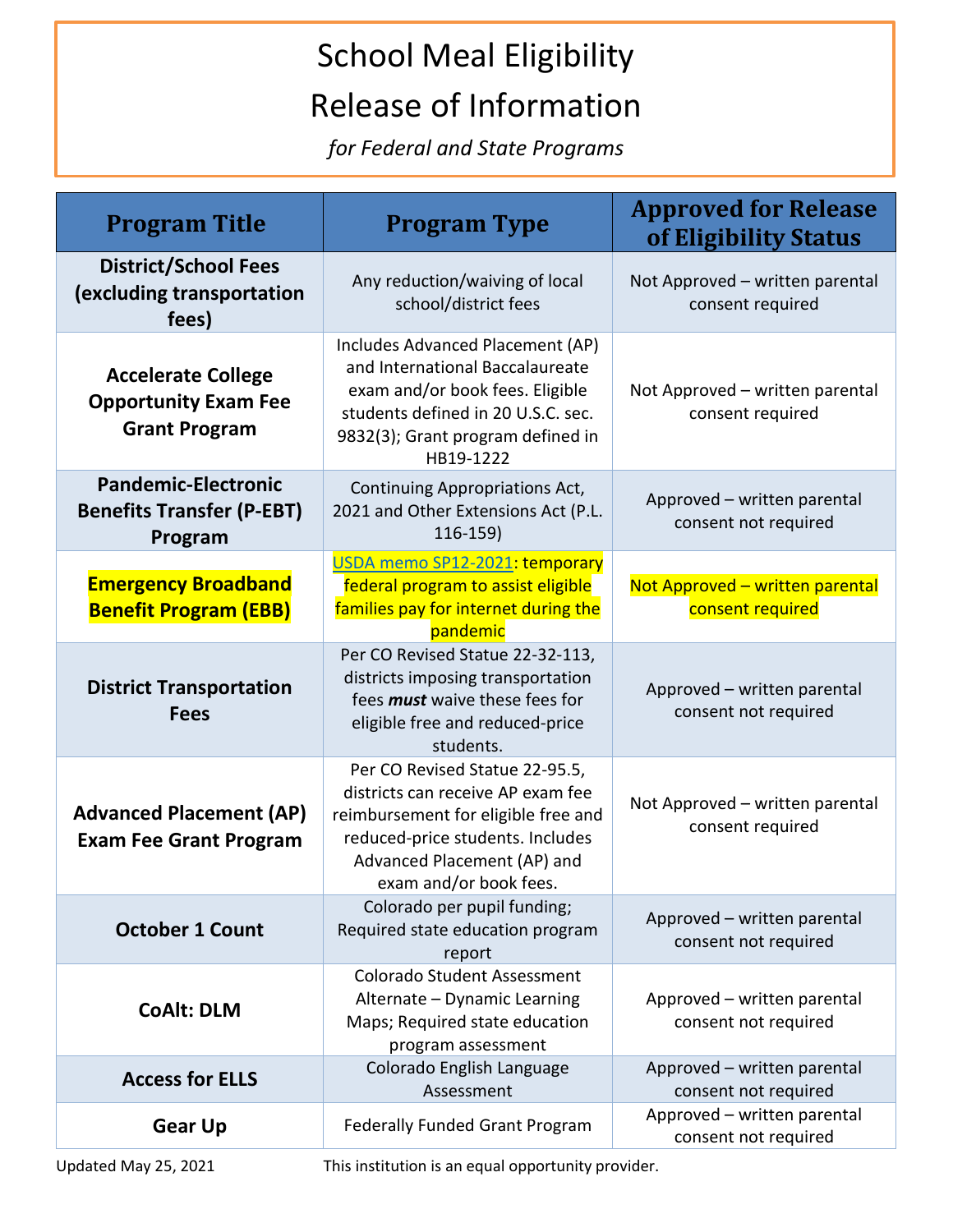# School Meal Eligibility

# Release of Information

*for Federal and State Programs*

| Program Title | Program Type | Approved for Release of Eligibility Status |
|---|---|---|
| **District/School Fees (excluding transportation fees)** | Any reduction/waiving of local school/district fees | Not Approved – written parental consent required |
| **Accelerate College Opportunity Exam Fee Grant Program** | Includes Advanced Placement (AP) and International Baccalaureate exam and/or book fees. Eligible students defined in 20 U.S.C. sec. 9832(3); Grant program defined in HB19-1222 | Not Approved – written parental consent required |
| **Pandemic-Electronic Benefits Transfer (P-EBT) Program** | Continuing Appropriations Act, 2021 and Other Extensions Act (P.L. 116-159) | Approved – written parental consent not required |
| **Emergency Broadband Benefit Program (EBB)** | USDA memo SP12-2021: temporary federal program to assist eligible families pay for internet during the pandemic | Not Approved – written parental consent required |
| **District Transportation Fees** | Per CO Revised Statue 22-32-113, districts imposing transportation fees ***must*** waive these fees for eligible free and reduced-price students. | Approved – written parental consent not required |
| **Advanced Placement (AP) Exam Fee Grant Program** | Per CO Revised Statue 22-95.5, districts can receive AP exam fee reimbursement for eligible free and reduced-price students. Includes Advanced Placement (AP) and exam and/or book fees. | Not Approved – written parental consent required |
| **October 1 Count** | Colorado per pupil funding; Required state education program report | Approved – written parental consent not required |
| **CoAlt: DLM** | Colorado Student Assessment Alternate – Dynamic Learning Maps; Required state education program assessment | Approved – written parental consent not required |
| **Access for ELLS** | Colorado English Language Assessment | Approved – written parental consent not required |
| **Gear Up** | Federally Funded Grant Program | Approved – written parental consent not required |

Updated May 25, 2021

This institution is an equal opportunity provider.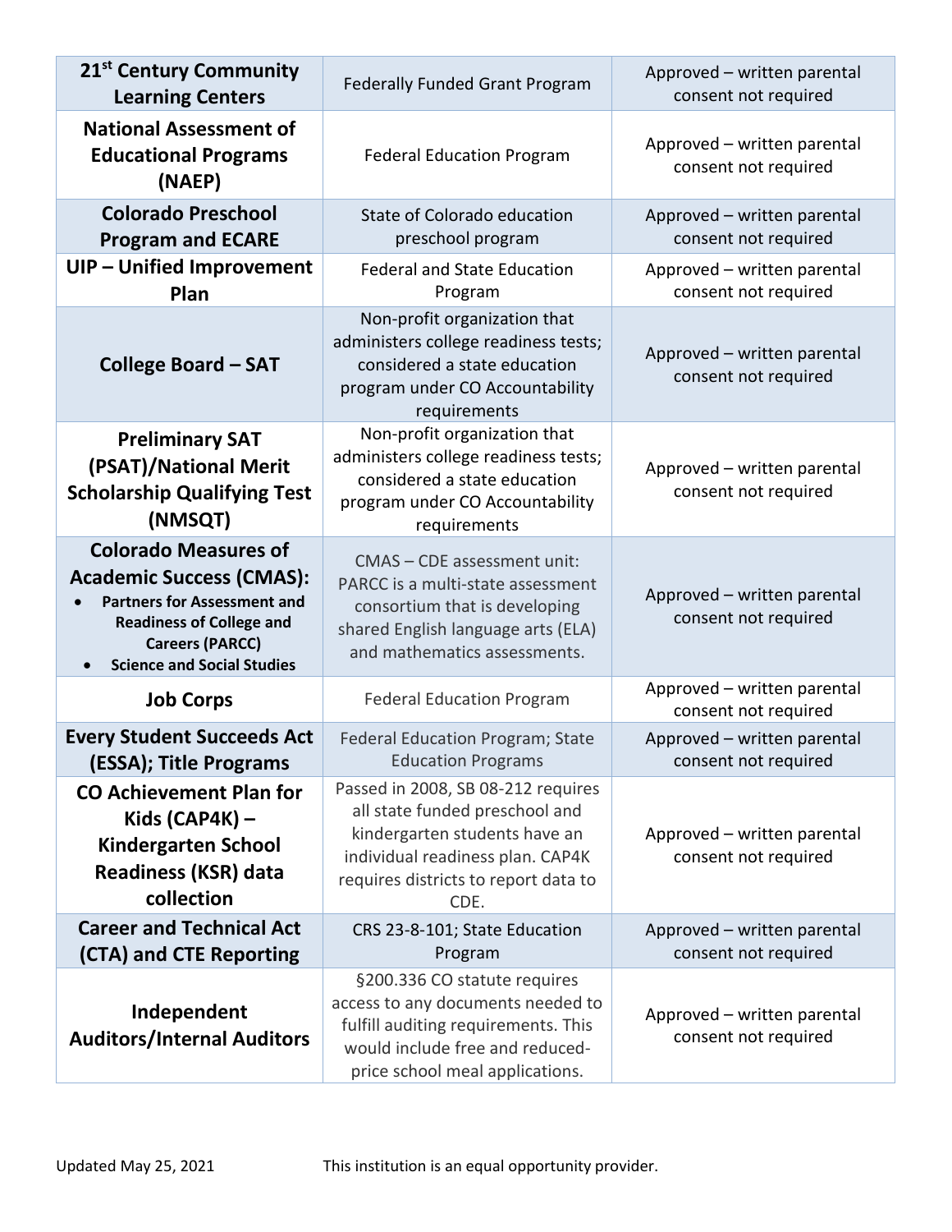| **21st Century Community Learning Centers** | Federally Funded Grant Program | Approved – written parental consent not required |
|---|---|---|
| **National Assessment of Educational Programs (NAEP)** | Federal Education Program | Approved – written parental consent not required |
| **Colorado Preschool Program and ECARE** | State of Colorado education preschool program | Approved – written parental consent not required |
| **UIP – Unified Improvement Plan** | Federal and State Education Program | Approved – written parental consent not required |
| **College Board – SAT** | Non-profit organization that administers college readiness tests; considered a state education program under CO Accountability requirements | Approved – written parental consent not required |
| **Preliminary SAT (PSAT)/National Merit Scholarship Qualifying Test (NMSQT)** | Non-profit organization that administers college readiness tests; considered a state education program under CO Accountability requirements | Approved – written parental consent not required |
| **Colorado Measures of Academic Success (CMAS):** <br>• **Partners for Assessment and Readiness of College and Careers (PARCC)** <br>• **Science and Social Studies** | CMAS – CDE assessment unit: PARCC is a multi-state assessment consortium that is developing shared English language arts (ELA) and mathematics assessments. | Approved – written parental consent not required |
| **Job Corps** | Federal Education Program | Approved – written parental consent not required |
| **Every Student Succeeds Act (ESSA); Title Programs** | Federal Education Program; State Education Programs | Approved – written parental consent not required |
| **CO Achievement Plan for Kids (CAP4K) – Kindergarten School Readiness (KSR) data collection** | Passed in 2008, SB 08-212 requires all state funded preschool and kindergarten students have an individual readiness plan. CAP4K requires districts to report data to CDE. | Approved – written parental consent not required |
| **Career and Technical Act (CTA) and CTE Reporting** | CRS 23-8-101; State Education Program | Approved – written parental consent not required |
| **Independent Auditors/Internal Auditors** | §200.336 CO statute requires access to any documents needed to fulfill auditing requirements. This would include free and reduced-price school meal applications. | Approved – written parental consent not required |

Updated May 25, 2021 This institution is an equal opportunity provider.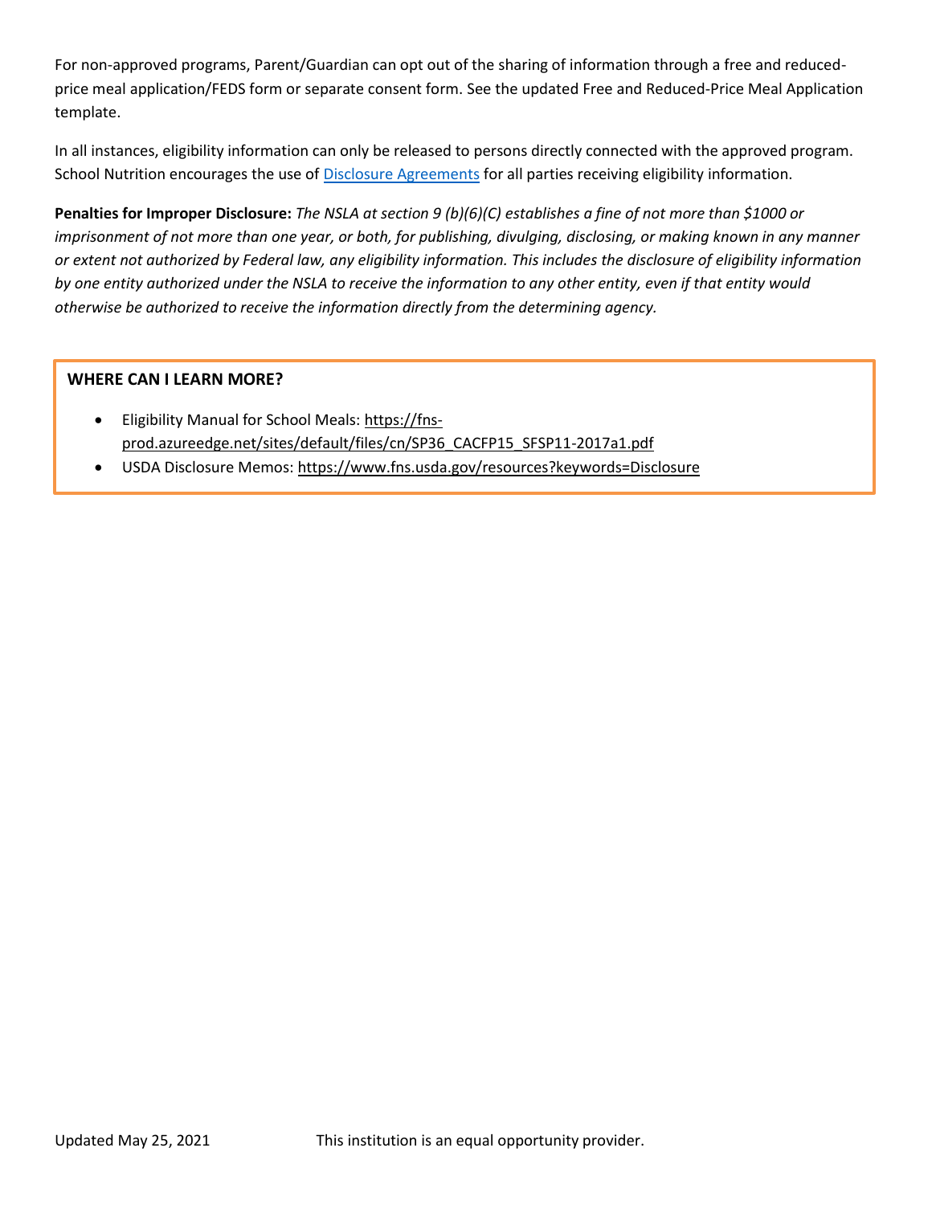For non-approved programs, Parent/Guardian can opt out of the sharing of information through a free and reduced-price meal application/FEDS form or separate consent form. See the updated Free and Reduced-Price Meal Application template.

In all instances, eligibility information can only be released to persons directly connected with the approved program. School Nutrition encourages the use of Disclosure Agreements for all parties receiving eligibility information.

**Penalties for Improper Disclosure:** *The NSLA at section 9 (b)(6)(C) establishes a fine of not more than $1000 or imprisonment of not more than one year, or both, for publishing, divulging, disclosing, or making known in any manner or extent not authorized by Federal law, any eligibility information. This includes the disclosure of eligibility information by one entity authorized under the NSLA to receive the information to any other entity, even if that entity would otherwise be authorized to receive the information directly from the determining agency.*

**WHERE CAN I LEARN MORE?**

- Eligibility Manual for School Meals: https://fns-prod.azureedge.net/sites/default/files/cn/SP36_CACFP15_SFSP11-2017a1.pdf
- USDA Disclosure Memos: https://www.fns.usda.gov/resources?keywords=Disclosure

Updated May 25, 2021 This institution is an equal opportunity provider.